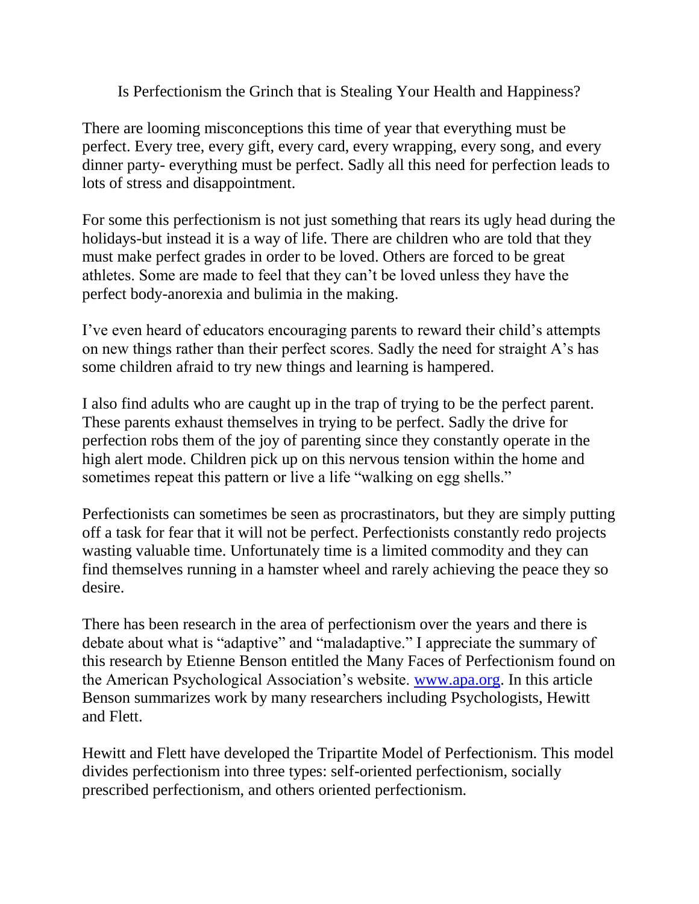# Is Perfectionism the Grinch that is Stealing Your Health and Happiness?

There are looming misconceptions this time of year that everything must be perfect. Every tree, every gift, every card, every wrapping, every song, and every dinner party- everything must be perfect. Sadly all this need for perfection leads to lots of stress and disappointment.

For some this perfectionism is not just something that rears its ugly head during the holidays-but instead it is a way of life. There are children who are told that they must make perfect grades in order to be loved. Others are forced to be great athletes. Some are made to feel that they can't be loved unless they have the perfect body-anorexia and bulimia in the making.

I've even heard of educators encouraging parents to reward their child's attempts on new things rather than their perfect scores. Sadly the need for straight A's has some children afraid to try new things and learning is hampered.

I also find adults who are caught up in the trap of trying to be the perfect parent. These parents exhaust themselves in trying to be perfect. Sadly the drive for perfection robs them of the joy of parenting since they constantly operate in the high alert mode. Children pick up on this nervous tension within the home and sometimes repeat this pattern or live a life "walking on egg shells."

Perfectionists can sometimes be seen as procrastinators, but they are simply putting off a task for fear that it will not be perfect. Perfectionists constantly redo projects wasting valuable time. Unfortunately time is a limited commodity and they can find themselves running in a hamster wheel and rarely achieving the peace they so desire.

There has been research in the area of perfectionism over the years and there is debate about what is "adaptive" and "maladaptive." I appreciate the summary of this research by Etienne Benson entitled the Many Faces of Perfectionism found on the American Psychological Association's website. [www.apa.org](http://www.apa.org). In this article Benson summarizes work by many researchers including Psychologists, Hewitt and Flett.

Hewitt and Flett have developed the Tripartite Model of Perfectionism. This model divides perfectionism into three types: self-oriented perfectionism, socially prescribed perfectionism, and others oriented perfectionism.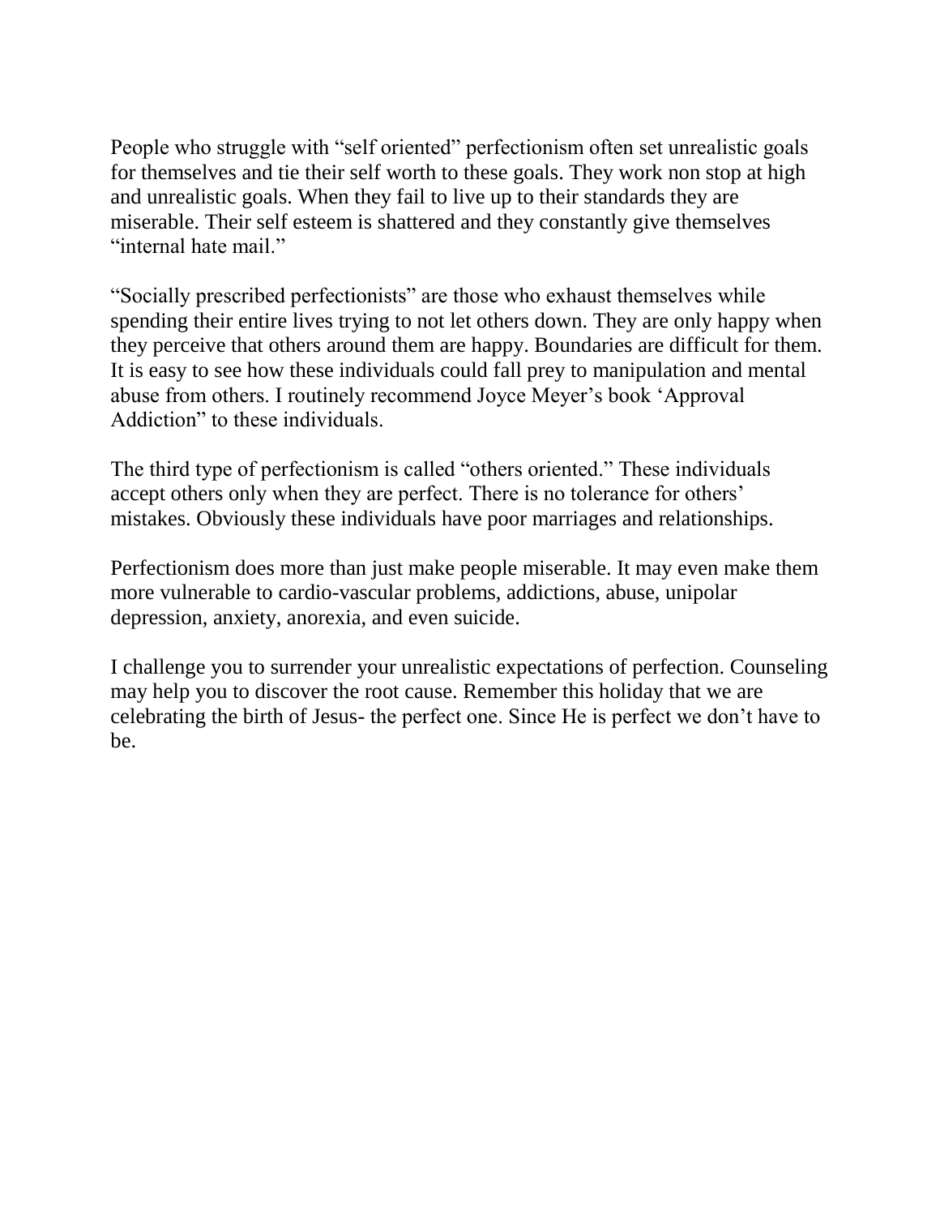People who struggle with "self oriented" perfectionism often set unrealistic goals for themselves and tie their self worth to these goals. They work non stop at high and unrealistic goals. When they fail to live up to their standards they are miserable. Their self esteem is shattered and they constantly give themselves "internal hate mail."

"Socially prescribed perfectionists" are those who exhaust themselves while spending their entire lives trying to not let others down. They are only happy when they perceive that others around them are happy. Boundaries are difficult for them. It is easy to see how these individuals could fall prey to manipulation and mental abuse from others. I routinely recommend Joyce Meyer's book 'Approval Addiction" to these individuals.

The third type of perfectionism is called "others oriented." These individuals accept others only when they are perfect. There is no tolerance for others' mistakes. Obviously these individuals have poor marriages and relationships.

Perfectionism does more than just make people miserable. It may even make them more vulnerable to cardio-vascular problems, addictions, abuse, unipolar depression, anxiety, anorexia, and even suicide.

I challenge you to surrender your unrealistic expectations of perfection. Counseling may help you to discover the root cause. Remember this holiday that we are celebrating the birth of Jesus- the perfect one. Since He is perfect we don't have to be.